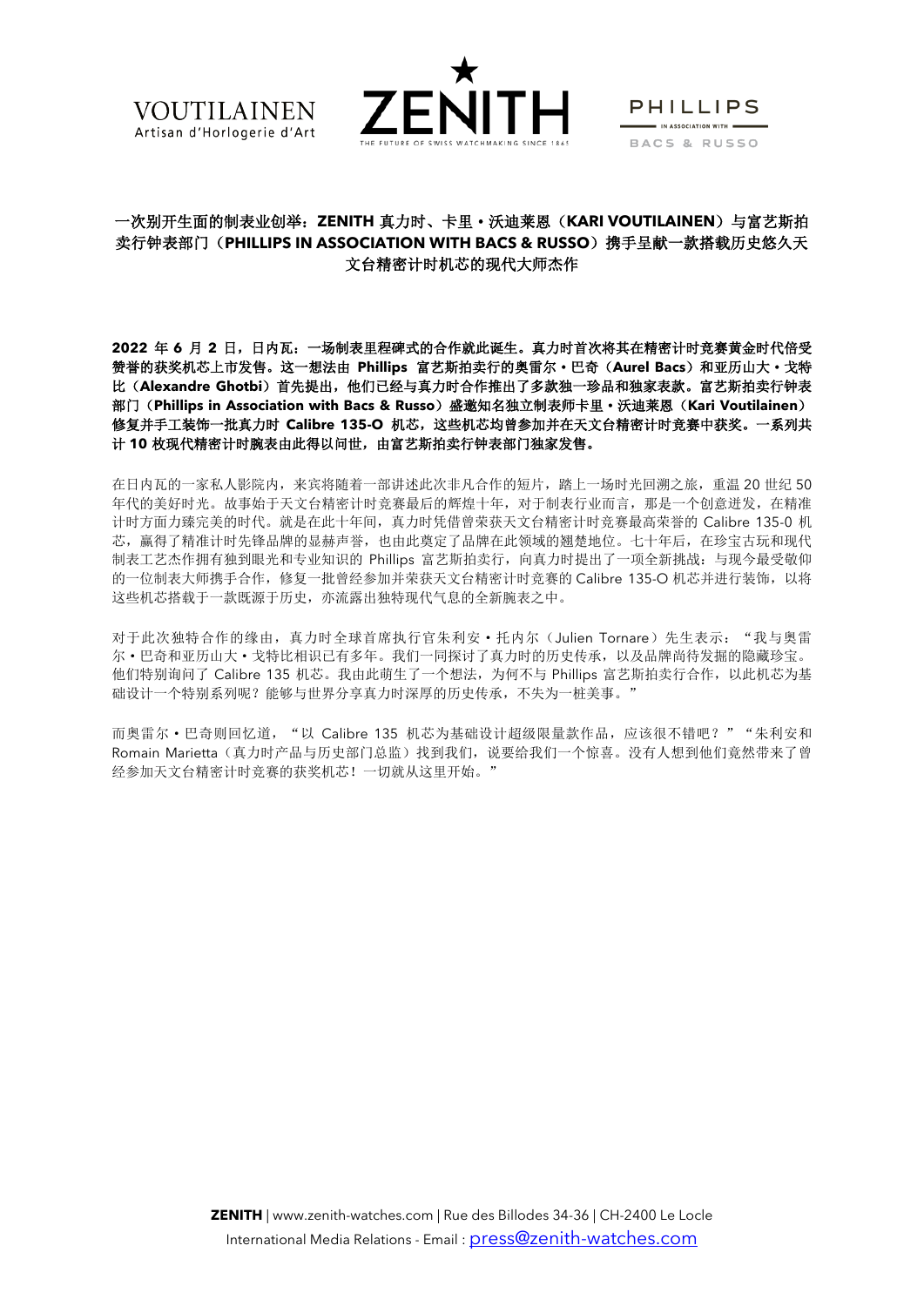VOUTILAINEN
Artisan d'Horlogerie d'Art

ZENITH
THE FUTURE OF SWISS WATCHMAKING SINCE 1865

PHILLIPS
IN ASSOCIATION WITH
BACS & RUSSO

# 一次别开生面的制表业创举：ZENITH 真力时、卡里・沃迪莱恩（KARI VOUTILAINEN）与富艺斯拍卖行钟表部门（PHILLIPS IN ASSOCIATION WITH BACS & RUSSO）携手呈献一款搭载历史悠久天文台精密计时机芯的现代大师杰作

**2022 年 6 月 2 日，日内瓦：一场制表里程碑式的合作就此诞生。真力时首次将其在精密计时竞赛黄金时代倍受赞誉的获奖机芯上市发售。这一想法由 Phillips 富艺斯拍卖行的奥雷尔・巴奇（Aurel Bacs）和亚历山大・戈特比（Alexandre Ghotbi）首先提出，他们已经与真力时合作推出了多款独一珍品和独家表款。富艺斯拍卖行钟表部门（Phillips in Association with Bacs & Russo）盛邀知名独立制表师卡里・沃迪莱恩（Kari Voutilainen）修复并手工装饰一批真力时 Calibre 135-O 机芯，这些机芯均曾参加并在天文台精密计时竞赛中获奖。一系列共计 10 枚现代精密计时腕表由此得以问世，由富艺斯拍卖行钟表部门独家发售。**

在日内瓦的一家私人影院内，来宾将随着一部讲述此次非凡合作的短片，踏上一场时光回溯之旅，重温 20 世纪 50 年代的美好时光。故事始于天文台精密计时竞赛最后的辉煌十年，对于制表行业而言，那是一个创意迸发，在精准计时方面力臻完美的时代。就是在此十年间，真力时凭借曾荣获天文台精密计时竞赛最高荣誉的 Calibre 135-0 机芯，赢得了精准计时先锋品牌的显赫声誉，也由此奠定了品牌在此领域的翘楚地位。七十年后，在珍宝古玩和现代制表工艺杰作拥有独到眼光和专业知识的 Phillips 富艺斯拍卖行，向真力时提出了一项全新挑战：与现今最受敬仰的一位制表大师携手合作，修复一批曾经参加并荣获天文台精密计时竞赛的 Calibre 135-O 机芯并进行装饰，以将这些机芯搭载于一款既源于历史，亦流露出独特现代气息的全新腕表之中。

对于此次独特合作的缘由，真力时全球首席执行官朱利安・托内尔（Julien Tornare）先生表示："我与奥雷尔・巴奇和亚历山大・戈特比相识已有多年。我们一同探讨了真力时的历史传承，以及品牌尚待发掘的隐藏珍宝。他们特别询问了 Calibre 135 机芯。我由此萌生了一个想法，为何不与 Phillips 富艺斯拍卖行合作，以此机芯为基础设计一个特别系列呢？能够与世界分享真力时深厚的历史传承，不失为一桩美事。"

而奥雷尔・巴奇则回忆道，"以 Calibre 135 机芯为基础设计超级限量款作品，应该很不错吧？""朱利安和 Romain Marietta（真力时产品与历史部门总监）找到我们，说要给我们一个惊喜。没有人想到他们竟然带来了曾经参加天文台精密计时竞赛的获奖机芯！一切就从这里开始。"

**ZENITH** | www.zenith-watches.com | Rue des Billodes 34-36 | CH-2400 Le Locle
International Media Relations - Email : press@zenith-watches.com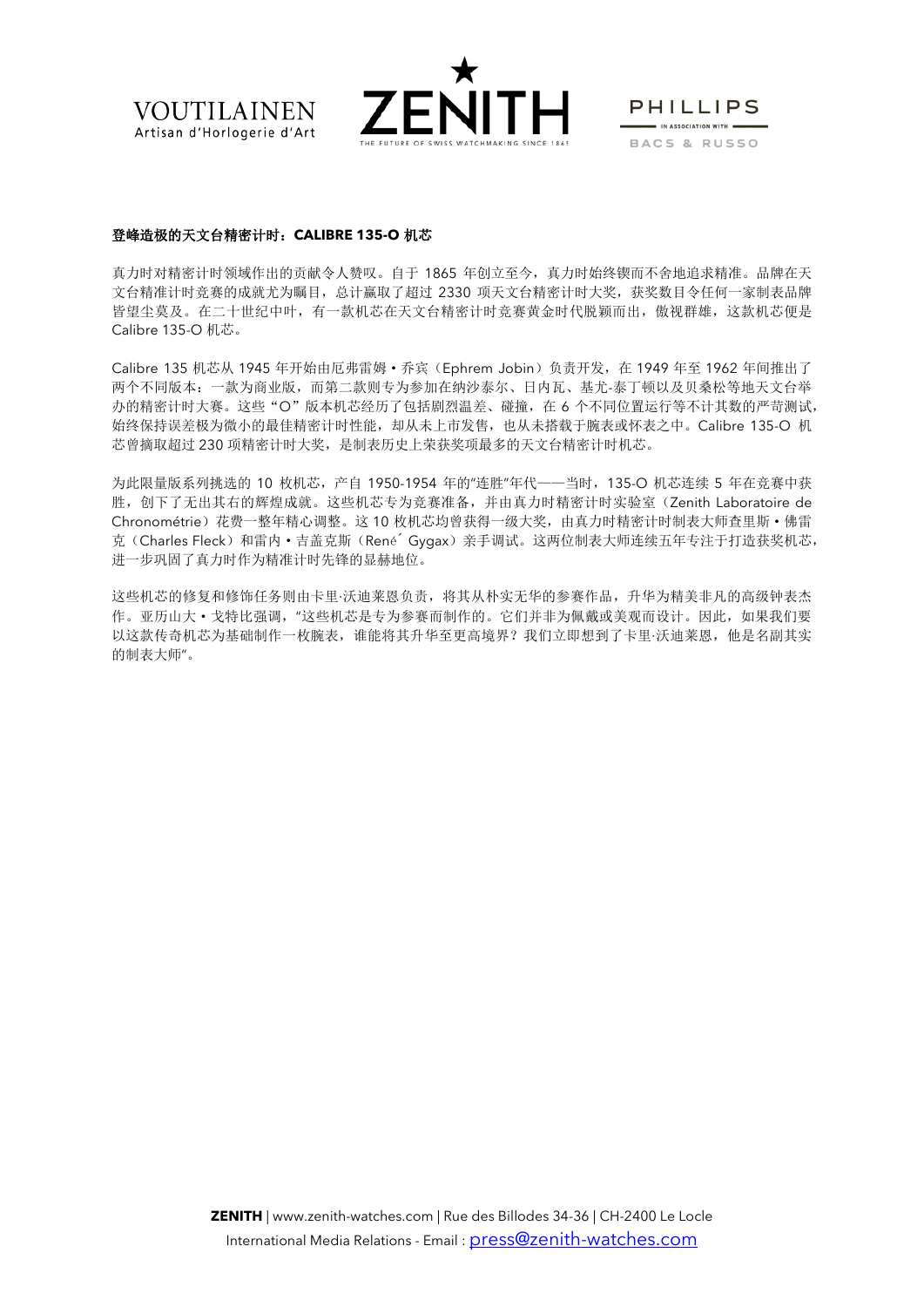**登峰造极的天文台精密计时：CALIBRE 135-O 机芯**

真力时对精密计时领域作出的贡献令人赞叹。自于 1865 年创立至今，真力时始终锲而不舍地追求精准。品牌在天文台精准计时竞赛的成就尤为瞩目，总计赢取了超过 2330 项天文台精密计时大奖，获奖数目令任何一家制表品牌皆望尘莫及。在二十世纪中叶，有一款机芯在天文台精密计时竞赛黄金时代脱颖而出，傲视群雄，这款机芯便是 Calibre 135-O 机芯。

Calibre 135 机芯从 1945 年开始由厄弗雷姆•乔宾（Ephrem Jobin）负责开发，在 1949 年至 1962 年间推出了两个不同版本：一款为商业版，而第二款则专为参加在纳沙泰尔、日内瓦、基尤-泰丁顿以及贝桑松等地天文台举办的精密计时大赛。这些"O"版本机芯经历了包括剧烈温差、碰撞，在 6 个不同位置运行等不计其数的严苛测试，始终保持误差极为微小的最佳精密计时性能，却从未上市发售，也从未搭载于腕表或怀表之中。Calibre 135-O 机芯曾摘取超过 230 项精密计时大奖，是制表历史上荣获奖项最多的天文台精密计时机芯。

为此限量版系列挑选的 10 枚机芯，产自 1950-1954 年的"连胜"年代——当时，135-O 机芯连续 5 年在竞赛中获胜，创下了无出其右的辉煌成就。这些机芯专为竞赛准备，并由真力时精密计时实验室（Zenith Laboratoire de Chronométrie）花费一整年精心调整。这 10 枚机芯均曾获得一级大奖，由真力时精密计时制表大师查里斯•佛雷克（Charles Fleck）和雷内•吉盖克斯（René Gygax）亲手调试。这两位制表大师连续五年专注于打造获奖机芯，进一步巩固了真力时作为精准计时先锋的显赫地位。

这些机芯的修复和修饰任务则由卡里·沃迪莱恩负责，将其从朴实无华的参赛作品，升华为精美非凡的高级钟表杰作。亚历山大•戈特比强调，"这些机芯是专为参赛而制作的。它们并非为佩戴或美观而设计。因此，如果我们要以这款传奇机芯为基础制作一枚腕表，谁能将其升华至更高境界？我们立即想到了卡里·沃迪莱恩，他是名副其实的制表大师"。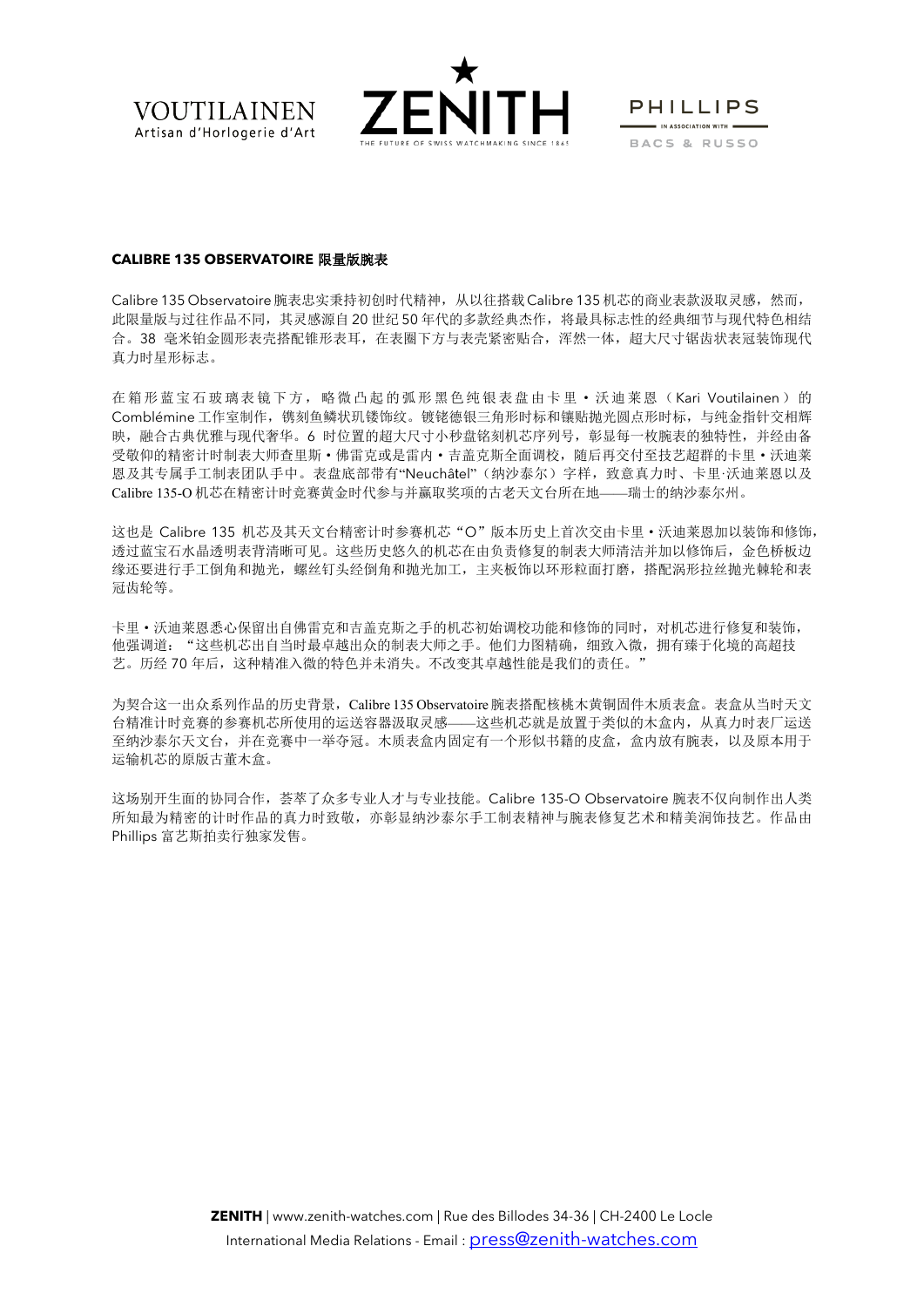**CALIBRE 135 OBSERVATOIRE 限量版腕表**

Calibre 135 Observatoire 腕表忠实秉持初创时代精神，从以往搭载 Calibre 135 机芯的商业表款汲取灵感，然而，此限量版与过往作品不同，其灵感源自 20 世纪 50 年代的多款经典杰作，将最具标志性的经典细节与现代特色相结合。38 毫米铂金圆形表壳搭配锥形表耳，在表圈下方与表壳紧密贴合，浑然一体，超大尺寸锯齿状表冠装饰现代真力时星形标志。

在箱形蓝宝石玻璃表镜下方，略微凸起的弧形黑色纯银表盘由卡里 • 沃迪莱恩（Kari Voutilainen）的 Comblémine 工作室制作，镌刻鱼鳞状玑镂饰纹。镀铑德银三角形时标和镶贴抛光圆点形时标，与纯金指针交相辉映，融合古典优雅与现代奢华。6 时位置的超大尺寸小秒盘铭刻机芯序列号，彰显每一枚腕表的独特性，并经由备受敬仰的精密计时制表大师查里斯 • 佛雷克或是雷内 • 吉盖克斯全面调校，随后再交付至技艺超群的卡里 • 沃迪莱恩及其专属手工制表团队手中。表盘底部带有“Neuchâtel”（纳沙泰尔）字样，致意真力时、卡里·沃迪莱恩以及 Calibre 135-O 机芯在精密计时竞赛黄金时代参与并赢取奖项的古老天文台所在地——瑞士的纳沙泰尔州。

这也是 Calibre 135 机芯及其天文台精密计时参赛机芯“O”版本历史上首次交由卡里 • 沃迪莱恩加以装饰和修饰，透过蓝宝石水晶透明表背清晰可见。这些历史悠久的机芯在由负责修复的制表大师清洁并加以修饰后，金色桥板边缘还要进行手工倒角和抛光，螺丝钉头经倒角和抛光加工，主夹板饰以环形粒面打磨，搭配涡形拉丝抛光棘轮和表冠齿轮等。

卡里 • 沃迪莱恩悉心保留出自佛雷克和吉盖克斯之手的机芯初始调校功能和修饰的同时，对机芯进行修复和装饰，他强调道：“这些机芯出自当时最卓越出众的制表大师之手。他们力图精确，细致入微，拥有臻于化境的高超技艺。历经 70 年后，这种精准入微的特色并未消失。不改变其卓越性能是我们的责任。”

为契合这一出众系列作品的历史背景，Calibre 135 Observatoire 腕表搭配核桃木黄铜固件木质表盒。表盒从当时天文台精准计时竞赛的参赛机芯所使用的运送容器汲取灵感——这些机芯就是放置于类似的木盒内，从真力时表厂运送至纳沙泰尔天文台，并在竞赛中一举夺冠。木质表盒内固定有一个形似书籍的皮盒，盒内放有腕表，以及原本用于运输机芯的原版古董木盒。

这场别开生面的协同合作，荟萃了众多专业人才与专业技能。Calibre 135-O Observatoire 腕表不仅向制作出人类所知最为精密的计时作品的真力时致敬，亦彰显纳沙泰尔手工制表精神与腕表修复艺术和精美润饰技艺。作品由 Phillips 富艺斯拍卖行独家发售。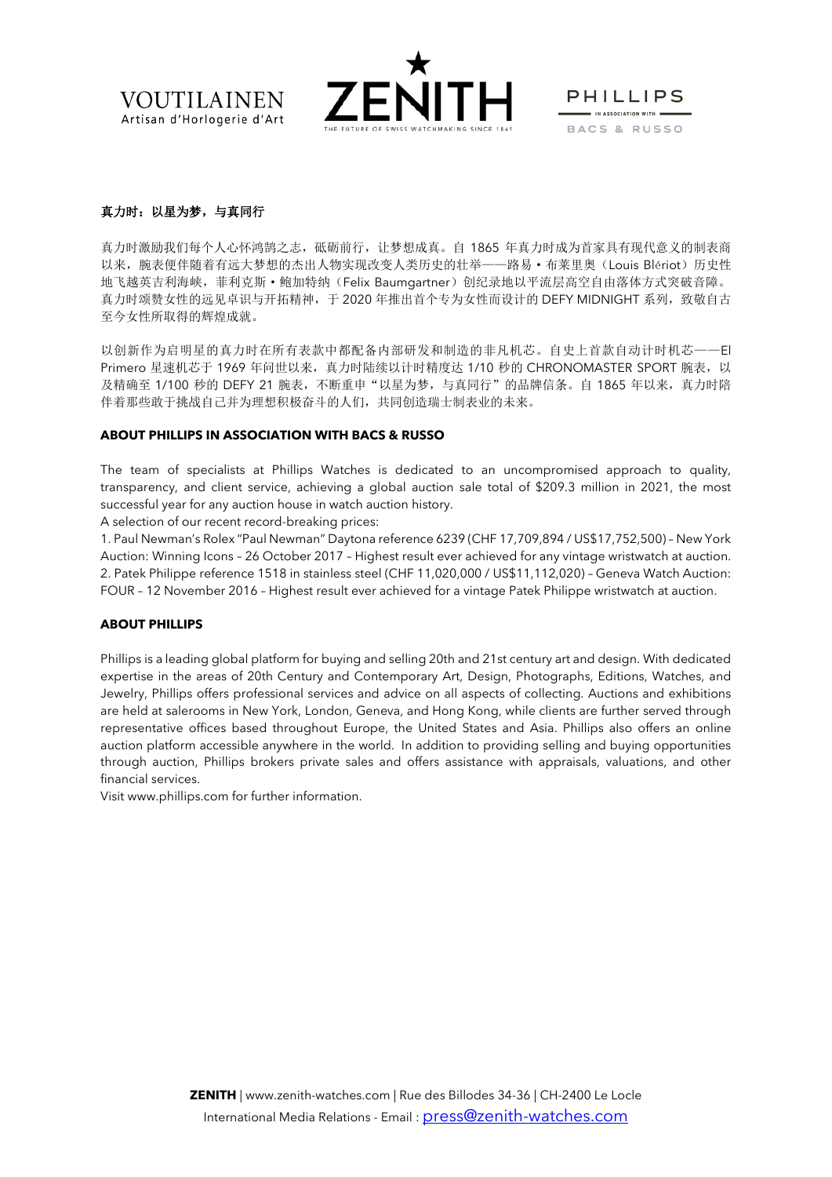**真力时：以星为梦，与真同行**

真力时激励我们每个人心怀鸿鹄之志，砥砺前行，让梦想成真。自 1865 年真力时成为首家具有现代意义的制表商以来，腕表便伴随着有远大梦想的杰出人物实现改变人类历史的壮举——路易・布莱里奥（Louis Blériot）历史性地飞越英吉利海峡，菲利克斯・鲍加特纳（Felix Baumgartner）创纪录地以平流层高空自由落体方式突破音障。真力时颂赞女性的远见卓识与开拓精神，于 2020 年推出首个专为女性而设计的 DEFY MIDNIGHT 系列，致敬自古至今女性所取得的辉煌成就。

以创新作为启明星的真力时在所有表款中都配备内部研发和制造的非凡机芯。自史上首款自动计时机芯——El Primero 星速机芯于 1969 年问世以来，真力时陆续以计时精度达 1/10 秒的 CHRONOMASTER SPORT 腕表，以及精确至 1/100 秒的 DEFY 21 腕表，不断重申"以星为梦，与真同行"的品牌信条。自 1865 年以来，真力时陪伴着那些敢于挑战自己并为理想积极奋斗的人们，共同创造瑞士制表业的未来。

**ABOUT PHILLIPS IN ASSOCIATION WITH BACS & RUSSO**

The team of specialists at Phillips Watches is dedicated to an uncompromised approach to quality, transparency, and client service, achieving a global auction sale total of $209.3 million in 2021, the most successful year for any auction house in watch auction history.

A selection of our recent record-breaking prices:

1. Paul Newman's Rolex "Paul Newman" Daytona reference 6239 (CHF 17,709,894 / US$17,752,500) – New York Auction: Winning Icons – 26 October 2017 – Highest result ever achieved for any vintage wristwatch at auction.
2. Patek Philippe reference 1518 in stainless steel (CHF 11,020,000 / US$11,112,020) – Geneva Watch Auction: FOUR – 12 November 2016 – Highest result ever achieved for a vintage Patek Philippe wristwatch at auction.

**ABOUT PHILLIPS**

Phillips is a leading global platform for buying and selling 20th and 21st century art and design. With dedicated expertise in the areas of 20th Century and Contemporary Art, Design, Photographs, Editions, Watches, and Jewelry, Phillips offers professional services and advice on all aspects of collecting. Auctions and exhibitions are held at salerooms in New York, London, Geneva, and Hong Kong, while clients are further served through representative offices based throughout Europe, the United States and Asia. Phillips also offers an online auction platform accessible anywhere in the world. In addition to providing selling and buying opportunities through auction, Phillips brokers private sales and offers assistance with appraisals, valuations, and other financial services.

Visit www.phillips.com for further information.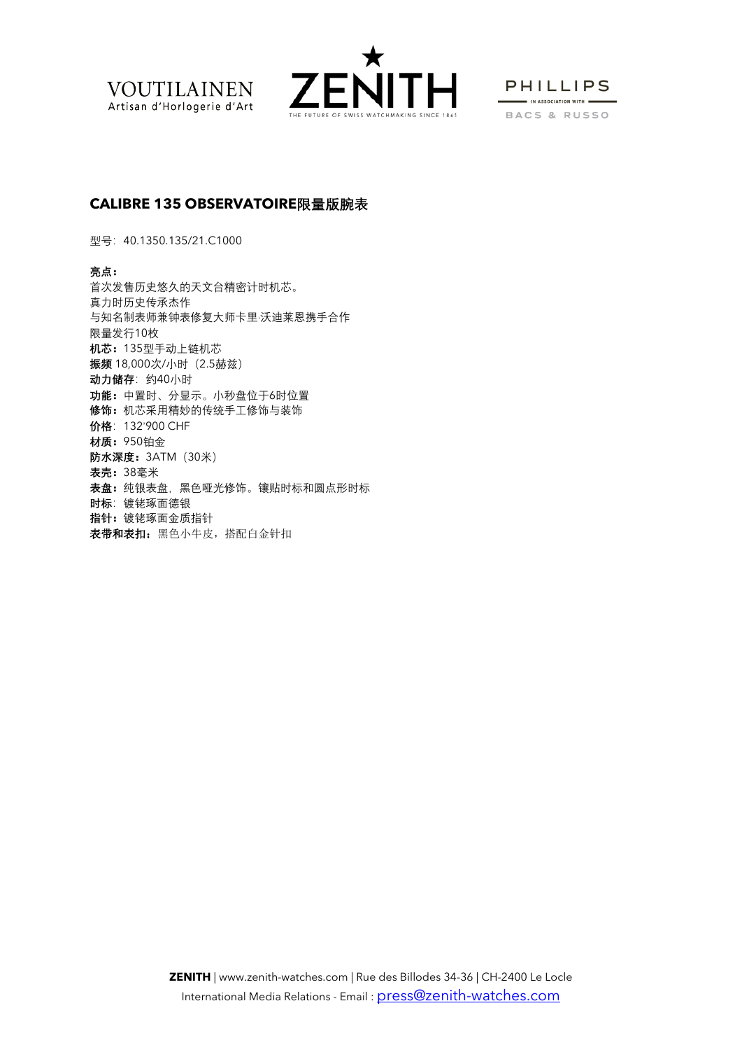VOUTILAINEN
Artisan d'Horlogerie d'Art

ZENITH
THE FUTURE OF SWISS WATCHMAKING SINCE 1865

PHILLIPS
IN ASSOCIATION WITH
BACS & RUSSO

## CALIBRE 135 OBSERVATOIRE限量版腕表

型号：40.1350.135/21.C1000

**亮点：**
首次发售历史悠久的天文台精密计时机芯。
真力时历史传承杰作
与知名制表师兼钟表修复大师卡里·沃迪莱恩携手合作
限量发行10枚
**机芯：**135型手动上链机芯
**振频** 18,000次/小时（2.5赫兹）
**动力储存**：约40小时
**功能：**中置时、分显示。小秒盘位于6时位置
**修饰：**机芯采用精妙的传统手工修饰与装饰
**价格**：132'900 CHF
**材质：**950铂金
**防水深度：**3ATM（30米）
**表壳：**38毫米
**表盘：**纯银表盘，黑色哑光修饰。镶贴时标和圆点形时标
**时标**：镀铑琢面德银
**指针：**镀铑琢面金质指针
**表带和表扣：**黑色小牛皮，搭配白金针扣

**ZENITH** | www.zenith-watches.com | Rue des Billodes 34-36 | CH-2400 Le Locle
International Media Relations - Email : press@zenith-watches.com